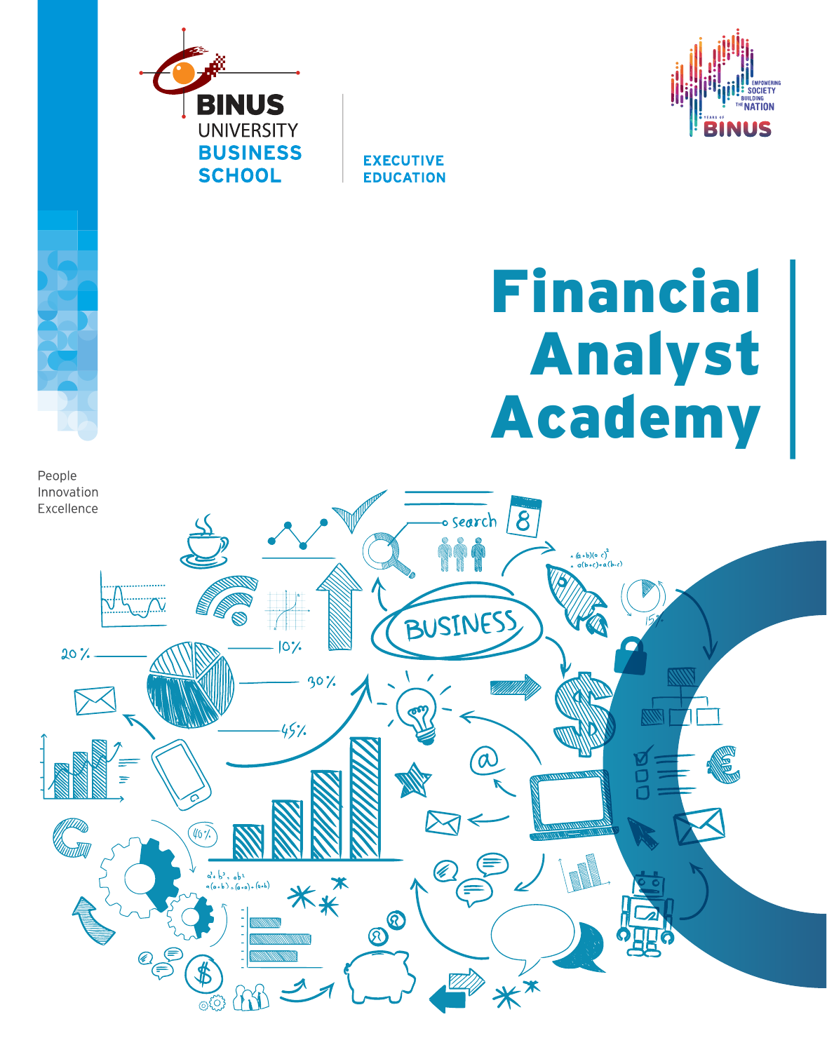BINUS UNIVERSITY BUSINESS SCHOOL

EXECUTIVE EDUCATION

# Financial Analyst Academy

People
Innovation
Excellence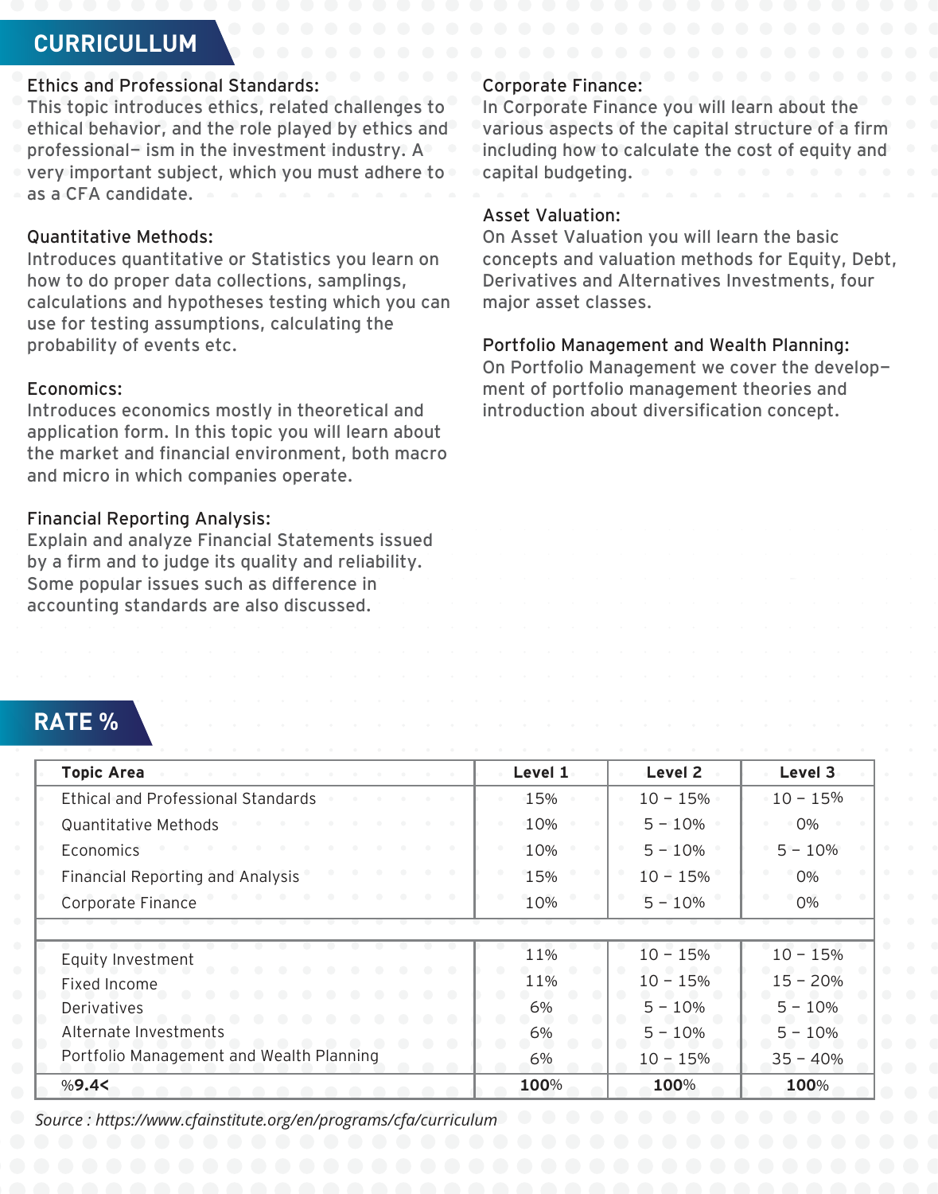## CURRICULLUM

Ethics and Professional Standards:
This topic introduces ethics, related challenges to ethical behavior, and the role played by ethics and professional– ism in the investment industry. A very important subject, which you must adhere to as a CFA candidate.

Quantitative Methods:
Introduces quantitative or Statistics you learn on how to do proper data collections, samplings, calculations and hypotheses testing which you can use for testing assumptions, calculating the probability of events etc.

Economics:
Introduces economics mostly in theoretical and application form. In this topic you will learn about the market and financial environment, both macro and micro in which companies operate.

Financial Reporting Analysis:
Explain and analyze Financial Statements issued by a firm and to judge its quality and reliability. Some popular issues such as difference in accounting standards are also discussed.

Corporate Finance:
In Corporate Finance you will learn about the various aspects of the capital structure of a firm including how to calculate the cost of equity and capital budgeting.

Asset Valuation:
On Asset Valuation you will learn the basic concepts and valuation methods for Equity, Debt, Derivatives and Alternatives Investments, four major asset classes.

Portfolio Management and Wealth Planning:
On Portfolio Management we cover the develop– ment of portfolio management theories and introduction about diversification concept.

## RATE %

| Topic Area | Level 1 | Level 2 | Level 3 |
|---|---|---|---|
| Ethical and Professional Standards | 15% | 10 – 15% | 10 – 15% |
| Quantitative Methods | 10% | 5 – 10% | 0% |
| Economics | 10% | 5 – 10% | 5 – 10% |
| Financial Reporting and Analysis | 15% | 10 – 15% | 0% |
| Corporate Finance | 10% | 5 – 10% | 0% |
| | | | |
| Equity Investment | 11% | 10 – 15% | 10 – 15% |
| Fixed Income | 11% | 10 – 15% | 15 – 20% |
| Derivatives | 6% | 5 – 10% | 5 – 10% |
| Alternate Investments | 6% | 5 – 10% | 5 – 10% |
| Portfolio Management and Wealth Planning | 6% | 10 – 15% | 35 – 40% |
| %**9.4<** | **100**% | **100**% | **100**% |

*Source : https://www.cfainstitute.org/en/programs/cfa/curriculum*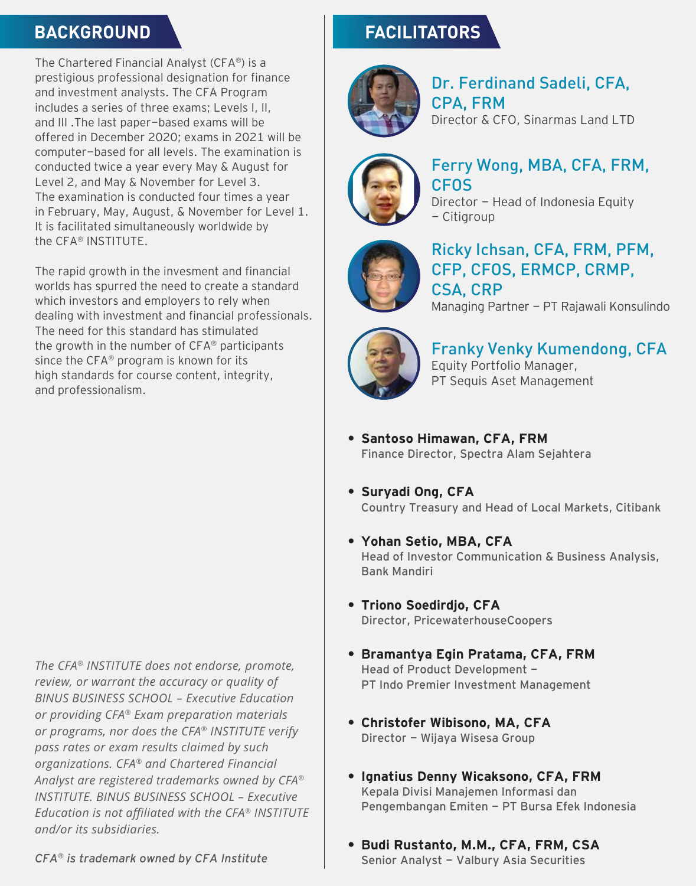## BACKGROUND

The Chartered Financial Analyst (CFA®) is a prestigious professional designation for finance and investment analysts. The CFA Program includes a series of three exams; Levels I, II, and III .The last paper−based exams will be offered in December 2020; exams in 2021 will be computer−based for all levels. The examination is conducted twice a year every May & August for Level 2, and May & November for Level 3. The examination is conducted four times a year in February, May, August, & November for Level 1. It is facilitated simultaneously worldwide by the CFA® INSTITUTE.

The rapid growth in the invesment and financial worlds has spurred the need to create a standard which investors and employers to rely when dealing with investment and financial professionals. The need for this standard has stimulated the growth in the number of CFA® participants since the CFA® program is known for its high standards for course content, integrity, and professionalism.

*The CFA® INSTITUTE does not endorse, promote, review, or warrant the accuracy or quality of BINUS BUSINESS SCHOOL – Executive Education or providing CFA® Exam preparation materials or programs, nor does the CFA® INSTITUTE verify pass rates or exam results claimed by such organizations. CFA® and Chartered Financial Analyst are registered trademarks owned by CFA® INSTITUTE. BINUS BUSINESS SCHOOL – Executive Education is not affiliated with the CFA® INSTITUTE and/or its subsidiaries.*

*CFA® is trademark owned by CFA Institute*

## FACILITATORS

**Dr. Ferdinand Sadeli, CFA, CPA, FRM**
Director & CFO, Sinarmas Land LTD

**Ferry Wong, MBA, CFA, FRM, CFOS**
Director − Head of Indonesia Equity − Citigroup

**Ricky Ichsan, CFA, FRM, PFM, CFP, CFOS, ERMCP, CRMP, CSA, CRP**
Managing Partner − PT Rajawali Konsulindo

**Franky Venky Kumendong, CFA**
Equity Portfolio Manager, PT Sequis Aset Management

- **Santoso Himawan, CFA, FRM**
  Finance Director, Spectra Alam Sejahtera
- **Suryadi Ong, CFA**
  Country Treasury and Head of Local Markets, Citibank
- **Yohan Setio, MBA, CFA**
  Head of Investor Communication & Business Analysis, Bank Mandiri
- **Triono Soedirdjo, CFA**
  Director, PricewaterhouseCoopers
- **Bramantya Egin Pratama, CFA, FRM**
  Head of Product Development − PT Indo Premier Investment Management
- **Christofer Wibisono, MA, CFA**
  Director − Wijaya Wisesa Group
- **Ignatius Denny Wicaksono, CFA, FRM**
  Kepala Divisi Manajemen Informasi dan Pengembangan Emiten − PT Bursa Efek Indonesia
- **Budi Rustanto, M.M., CFA, FRM, CSA**
  Senior Analyst − Valbury Asia Securities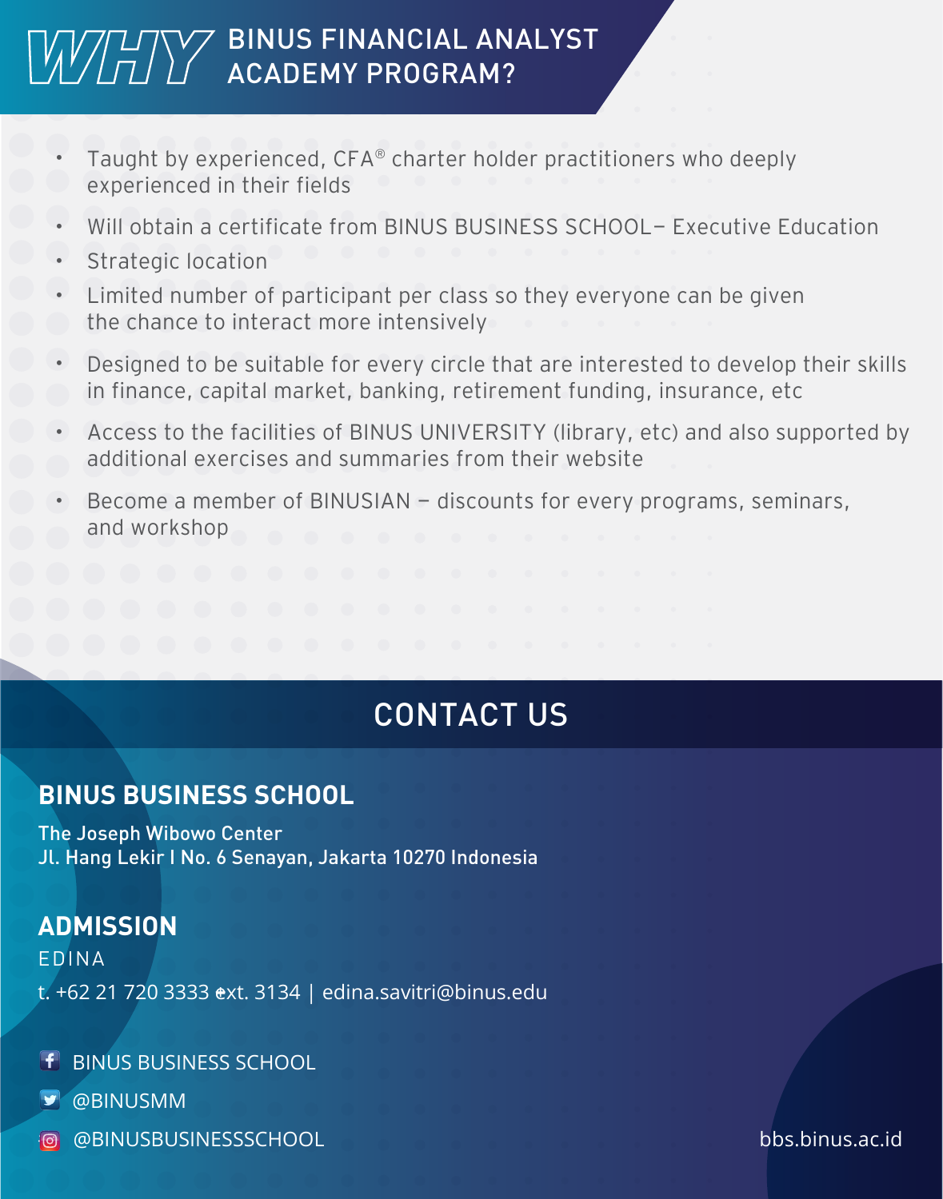# WHY BINUS FINANCIAL ANALYST ACADEMY PROGRAM?

- Taught by experienced, CFA® charter holder practitioners who deeply experienced in their fields
- Will obtain a certificate from BINUS BUSINESS SCHOOL– Executive Education
- Strategic location
- Limited number of participant per class so they everyone can be given the chance to interact more intensively
- Designed to be suitable for every circle that are interested to develop their skills in finance, capital market, banking, retirement funding, insurance, etc
- Access to the facilities of BINUS UNIVERSITY (library, etc) and also supported by additional exercises and summaries from their website
- Become a member of BINUSIAN – discounts for every programs, seminars, and workshop

# CONTACT US

## BINUS BUSINESS SCHOOL

The Joseph Wibowo Center
Jl. Hang Lekir I No. 6 Senayan, Jakarta 10270 Indonesia

## ADMISSION

EDINA
t. +62 21 720 3333 ext. 3134 | edina.savitri@binus.edu

BINUS BUSINESS SCHOOL
@BINUSMM
@BINUSBUSINESSSCHOOL

bbs.binus.ac.id